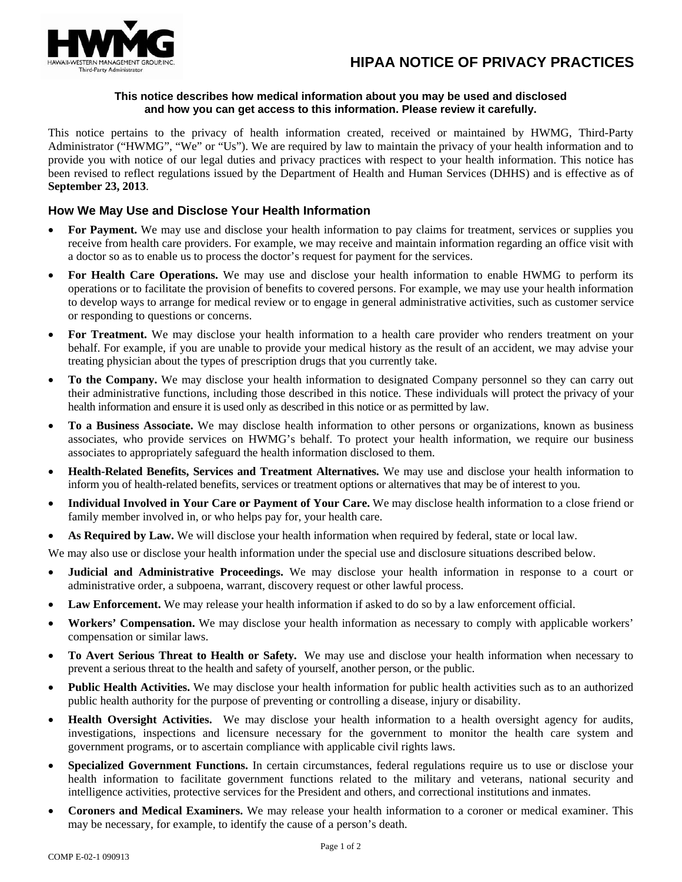# HIPAA NOTICE OF PRIVACY PRACTICES

**This notice describes how medical information about you may be used and disclosed and how you can get access to this information. Please review it carefully.**

This notice pertains to the privacy of health information created, received or maintained by HWMG, Third-Party Administrator ("HWMG", "We" or "Us"). We are required by law to maintain the privacy of your health information and to provide you with notice of our legal duties and privacy practices with respect to your health information. This notice has been revised to reflect regulations issued by the Department of Health and Human Services (DHHS) and is effective as of **September 23, 2013**.

## How We May Use and Disclose Your Health Information

- **For Payment.** We may use and disclose your health information to pay claims for treatment, services or supplies you receive from health care providers. For example, we may receive and maintain information regarding an office visit with a doctor so as to enable us to process the doctor's request for payment for the services.
- **For Health Care Operations.** We may use and disclose your health information to enable HWMG to perform its operations or to facilitate the provision of benefits to covered persons. For example, we may use your health information to develop ways to arrange for medical review or to engage in general administrative activities, such as customer service or responding to questions or concerns.
- **For Treatment.** We may disclose your health information to a health care provider who renders treatment on your behalf. For example, if you are unable to provide your medical history as the result of an accident, we may advise your treating physician about the types of prescription drugs that you currently take.
- **To the Company.** We may disclose your health information to designated Company personnel so they can carry out their administrative functions, including those described in this notice. These individuals will protect the privacy of your health information and ensure it is used only as described in this notice or as permitted by law.
- **To a Business Associate.** We may disclose health information to other persons or organizations, known as business associates, who provide services on HWMG's behalf. To protect your health information, we require our business associates to appropriately safeguard the health information disclosed to them.
- **Health-Related Benefits, Services and Treatment Alternatives.** We may use and disclose your health information to inform you of health-related benefits, services or treatment options or alternatives that may be of interest to you.
- **Individual Involved in Your Care or Payment of Your Care.** We may disclose health information to a close friend or family member involved in, or who helps pay for, your health care.
- **As Required by Law.** We will disclose your health information when required by federal, state or local law.

We may also use or disclose your health information under the special use and disclosure situations described below.

- **Judicial and Administrative Proceedings.** We may disclose your health information in response to a court or administrative order, a subpoena, warrant, discovery request or other lawful process.
- **Law Enforcement.** We may release your health information if asked to do so by a law enforcement official.
- **Workers' Compensation.** We may disclose your health information as necessary to comply with applicable workers' compensation or similar laws.
- **To Avert Serious Threat to Health or Safety.** We may use and disclose your health information when necessary to prevent a serious threat to the health and safety of yourself, another person, or the public.
- **Public Health Activities.** We may disclose your health information for public health activities such as to an authorized public health authority for the purpose of preventing or controlling a disease, injury or disability.
- **Health Oversight Activities.** We may disclose your health information to a health oversight agency for audits, investigations, inspections and licensure necessary for the government to monitor the health care system and government programs, or to ascertain compliance with applicable civil rights laws.
- **Specialized Government Functions.** In certain circumstances, federal regulations require us to use or disclose your health information to facilitate government functions related to the military and veterans, national security and intelligence activities, protective services for the President and others, and correctional institutions and inmates.
- **Coroners and Medical Examiners.** We may release your health information to a coroner or medical examiner. This may be necessary, for example, to identify the cause of a person's death.

COMP E-02-1 090913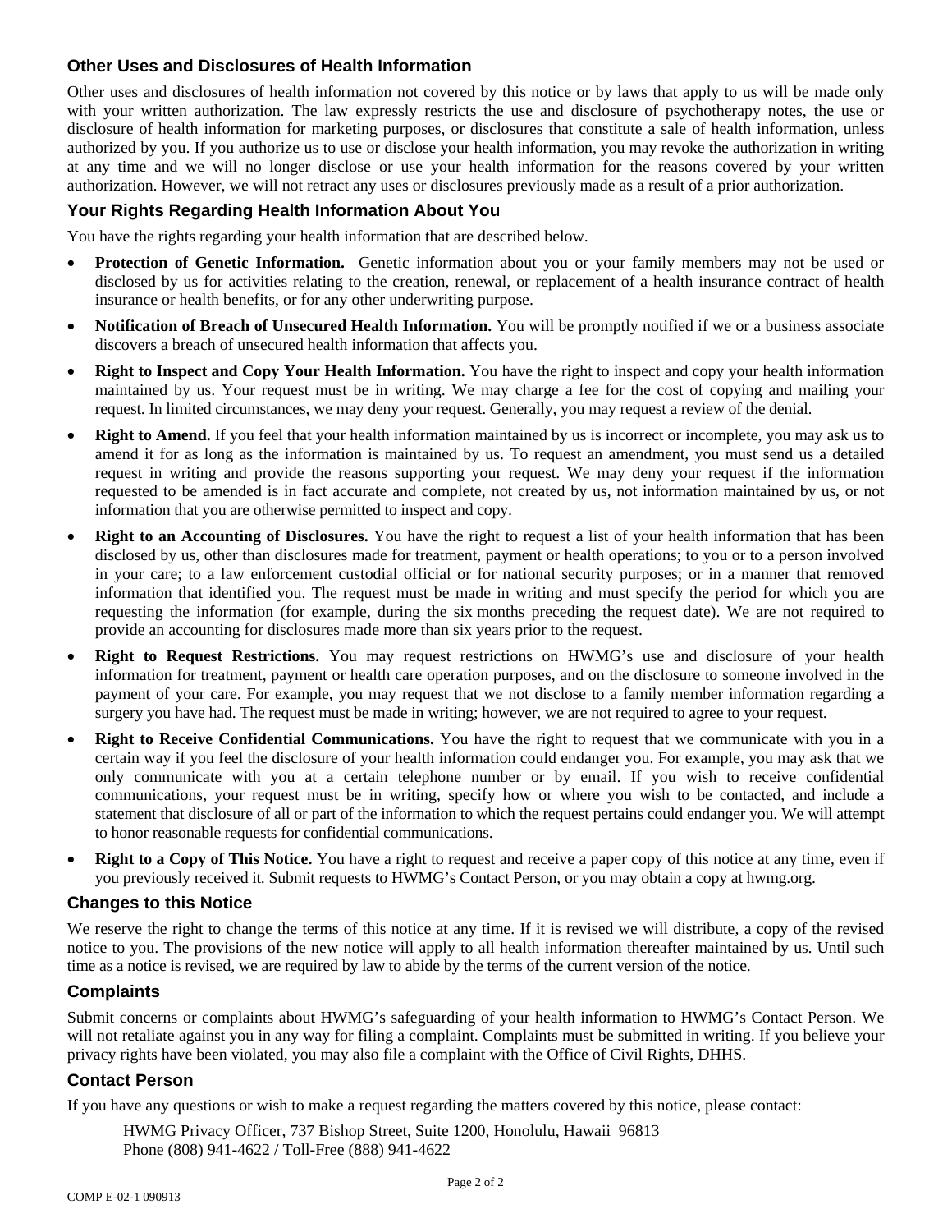## Other Uses and Disclosures of Health Information

Other uses and disclosures of health information not covered by this notice or by laws that apply to us will be made only with your written authorization. The law expressly restricts the use and disclosure of psychotherapy notes, the use or disclosure of health information for marketing purposes, or disclosures that constitute a sale of health information, unless authorized by you. If you authorize us to use or disclose your health information, you may revoke the authorization in writing at any time and we will no longer disclose or use your health information for the reasons covered by your written authorization. However, we will not retract any uses or disclosures previously made as a result of a prior authorization.

## Your Rights Regarding Health Information About You

You have the rights regarding your health information that are described below.

- **Protection of Genetic Information.** Genetic information about you or your family members may not be used or disclosed by us for activities relating to the creation, renewal, or replacement of a health insurance contract of health insurance or health benefits, or for any other underwriting purpose.
- **Notification of Breach of Unsecured Health Information.** You will be promptly notified if we or a business associate discovers a breach of unsecured health information that affects you.
- **Right to Inspect and Copy Your Health Information.** You have the right to inspect and copy your health information maintained by us. Your request must be in writing. We may charge a fee for the cost of copying and mailing your request. In limited circumstances, we may deny your request. Generally, you may request a review of the denial.
- **Right to Amend.** If you feel that your health information maintained by us is incorrect or incomplete, you may ask us to amend it for as long as the information is maintained by us. To request an amendment, you must send us a detailed request in writing and provide the reasons supporting your request. We may deny your request if the information requested to be amended is in fact accurate and complete, not created by us, not information maintained by us, or not information that you are otherwise permitted to inspect and copy.
- **Right to an Accounting of Disclosures.** You have the right to request a list of your health information that has been disclosed by us, other than disclosures made for treatment, payment or health operations; to you or to a person involved in your care; to a law enforcement custodial official or for national security purposes; or in a manner that removed information that identified you. The request must be made in writing and must specify the period for which you are requesting the information (for example, during the six months preceding the request date). We are not required to provide an accounting for disclosures made more than six years prior to the request.
- **Right to Request Restrictions.** You may request restrictions on HWMG's use and disclosure of your health information for treatment, payment or health care operation purposes, and on the disclosure to someone involved in the payment of your care. For example, you may request that we not disclose to a family member information regarding a surgery you have had. The request must be made in writing; however, we are not required to agree to your request.
- **Right to Receive Confidential Communications.** You have the right to request that we communicate with you in a certain way if you feel the disclosure of your health information could endanger you. For example, you may ask that we only communicate with you at a certain telephone number or by email. If you wish to receive confidential communications, your request must be in writing, specify how or where you wish to be contacted, and include a statement that disclosure of all or part of the information to which the request pertains could endanger you. We will attempt to honor reasonable requests for confidential communications.
- **Right to a Copy of This Notice.** You have a right to request and receive a paper copy of this notice at any time, even if you previously received it. Submit requests to HWMG's Contact Person, or you may obtain a copy at hwmg.org.

## Changes to this Notice

We reserve the right to change the terms of this notice at any time. If it is revised we will distribute, a copy of the revised notice to you. The provisions of the new notice will apply to all health information thereafter maintained by us. Until such time as a notice is revised, we are required by law to abide by the terms of the current version of the notice.

## Complaints

Submit concerns or complaints about HWMG's safeguarding of your health information to HWMG's Contact Person. We will not retaliate against you in any way for filing a complaint. Complaints must be submitted in writing. If you believe your privacy rights have been violated, you may also file a complaint with the Office of Civil Rights, DHHS.

## Contact Person

If you have any questions or wish to make a request regarding the matters covered by this notice, please contact:

HWMG Privacy Officer, 737 Bishop Street, Suite 1200, Honolulu, Hawaii 96813
Phone (808) 941-4622 / Toll-Free (888) 941-4622

COMP E-02-1 090913